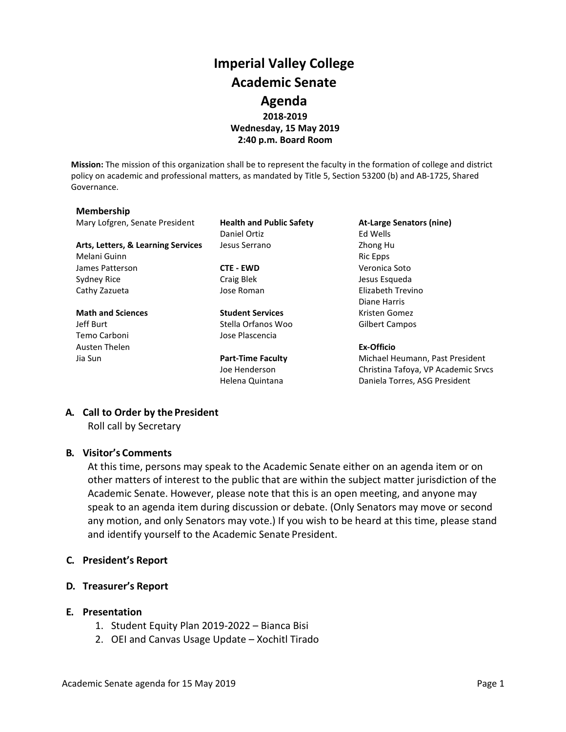# Imperial Valley College
# Academic Senate
# Agenda

**2018-2019**
**Wednesday, 15 May 2019**
**2:40 p.m. Board Room**

**Mission:** The mission of this organization shall be to represent the faculty in the formation of college and district policy on academic and professional matters, as mandated by Title 5, Section 53200 (b) and AB-1725, Shared Governance.

**Membership**

Mary Lofgren, Senate President

**Arts, Letters, & Learning Services**
Melani Guinn
James Patterson
Sydney Rice
Cathy Zazueta

**Math and Sciences**
Jeff Burt
Temo Carboni
Austen Thelen
Jia Sun

**Health and Public Safety**
Daniel Ortiz
Jesus Serrano

**CTE - EWD**
Craig Blek
Jose Roman

**Student Services**
Stella Orfanos Woo
Jose Plascencia

**Part-Time Faculty**
Joe Henderson
Helena Quintana

**At-Large Senators (nine)**
Ed Wells
Zhong Hu
Ric Epps
Veronica Soto
Jesus Esqueda
Elizabeth Trevino
Diane Harris
Kristen Gomez
Gilbert Campos

**Ex-Officio**
Michael Heumann, Past President
Christina Tafoya, VP Academic Srvcs
Daniela Torres, ASG President

## A. Call to Order by the President

Roll call by Secretary

## B. Visitor's Comments

At this time, persons may speak to the Academic Senate either on an agenda item or on other matters of interest to the public that are within the subject matter jurisdiction of the Academic Senate. However, please note that this is an open meeting, and anyone may speak to an agenda item during discussion or debate. (Only Senators may move or second any motion, and only Senators may vote.) If you wish to be heard at this time, please stand and identify yourself to the Academic Senate President.

## C. President's Report

## D. Treasurer's Report

## E. Presentation

1. Student Equity Plan 2019-2022 – Bianca Bisi
2. OEI and Canvas Usage Update – Xochitl Tirado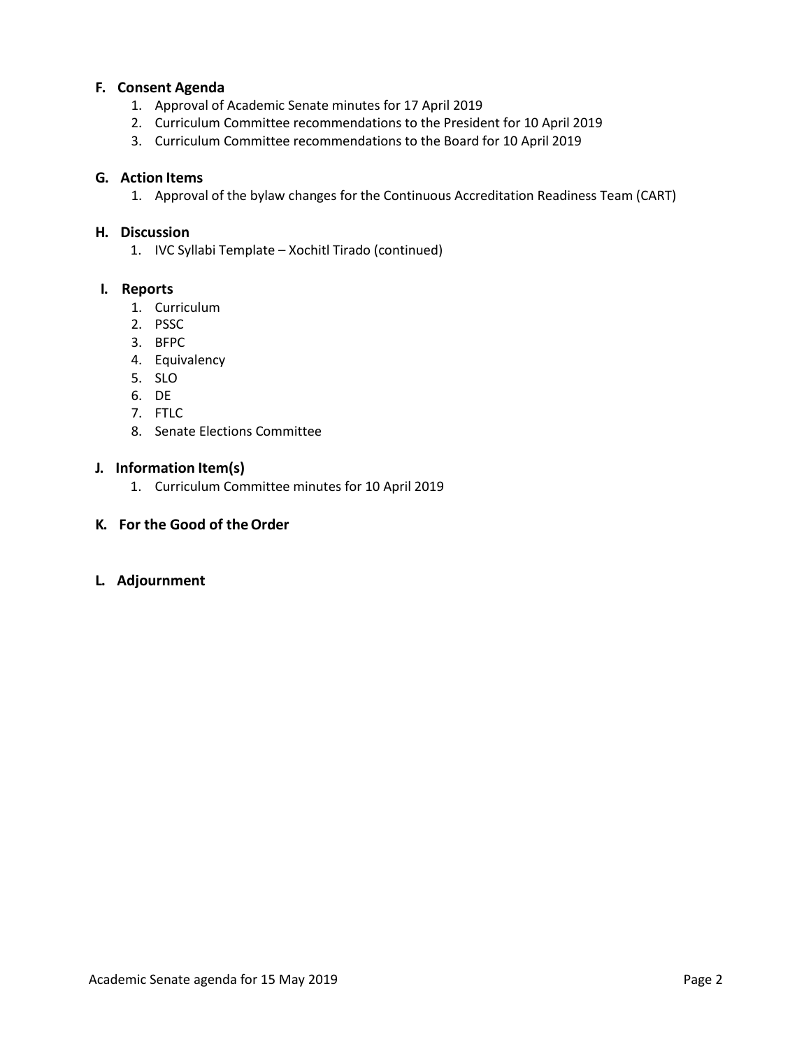## F. Consent Agenda

1. Approval of Academic Senate minutes for 17 April 2019
2. Curriculum Committee recommendations to the President for 10 April 2019
3. Curriculum Committee recommendations to the Board for 10 April 2019

## G. Action Items

1. Approval of the bylaw changes for the Continuous Accreditation Readiness Team (CART)

## H. Discussion

1. IVC Syllabi Template – Xochitl Tirado (continued)

## I. Reports

1. Curriculum
2. PSSC
3. BFPC
4. Equivalency
5. SLO
6. DE
7. FTLC
8. Senate Elections Committee

## J. Information Item(s)

1. Curriculum Committee minutes for 10 April 2019

## K. For the Good of the Order

## L. Adjournment